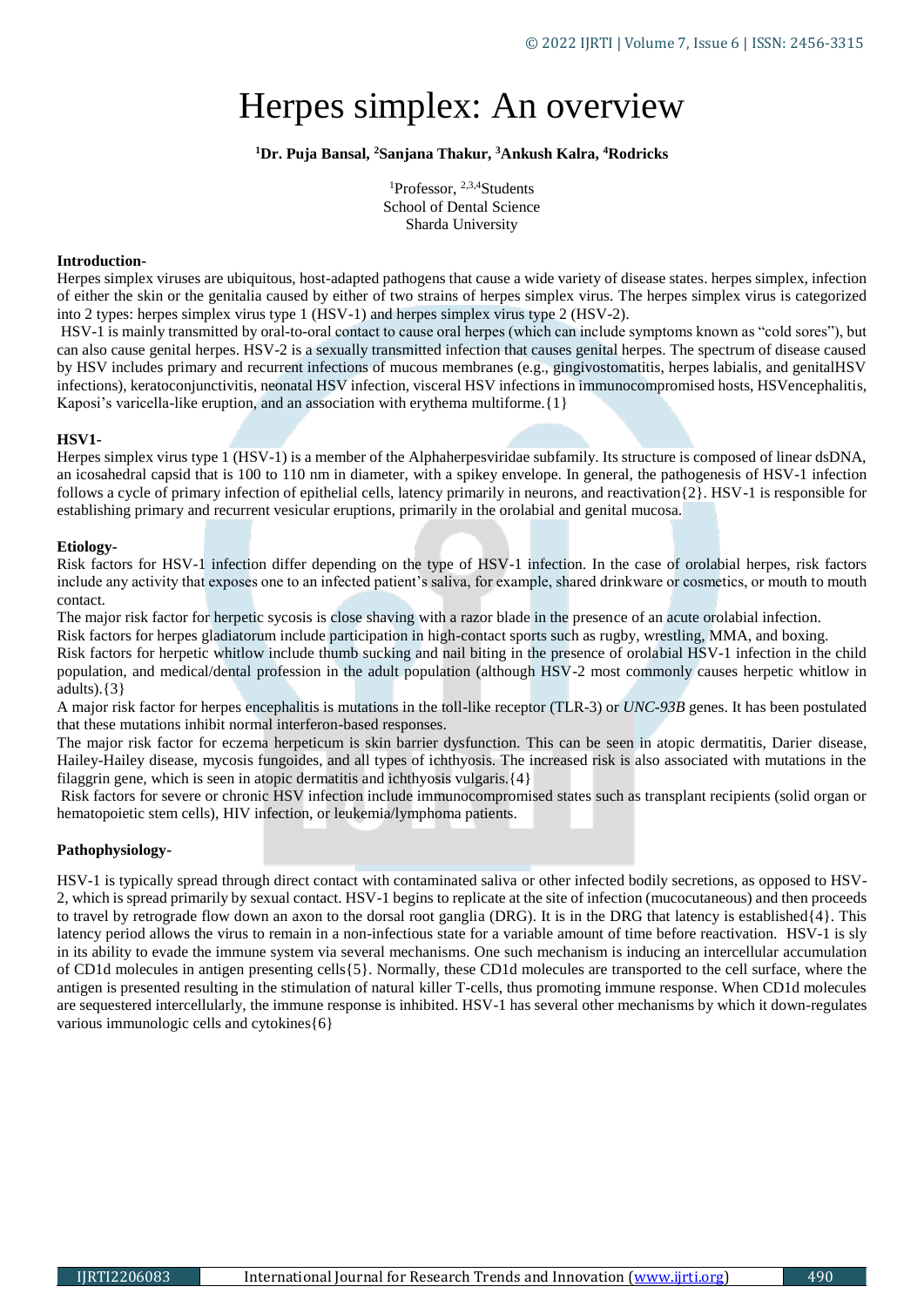# Herpes simplex: An overview

**[1]Dr. Puja Bansal, [2]Sanjana Thakur, [3]Ankush Kalra, [4]Rodricks**

[1]Professor, [2,3,4]Students
School of Dental Science
Sharda University

**Introduction-**

Herpes simplex viruses are ubiquitous, host-adapted pathogens that cause a wide variety of disease states. herpes simplex, infection of either the skin or the genitalia caused by either of two strains of herpes simplex virus. The herpes simplex virus is categorized into 2 types: herpes simplex virus type 1 (HSV-1) and herpes simplex virus type 2 (HSV-2).

HSV-1 is mainly transmitted by oral-to-oral contact to cause oral herpes (which can include symptoms known as "cold sores"), but can also cause genital herpes. HSV-2 is a sexually transmitted infection that causes genital herpes. The spectrum of disease caused by HSV includes primary and recurrent infections of mucous membranes (e.g., gingivostomatitis, herpes labialis, and genitalHSV infections), keratoconjunctivitis, neonatal HSV infection, visceral HSV infections in immunocompromised hosts, HSVencephalitis, Kaposi's varicella-like eruption, and an association with erythema multiforme.{1}

**HSV1-**

Herpes simplex virus type 1 (HSV-1) is a member of the Alphaherpesviridae subfamily. Its structure is composed of linear dsDNA, an icosahedral capsid that is 100 to 110 nm in diameter, with a spikey envelope. In general, the pathogenesis of HSV-1 infection follows a cycle of primary infection of epithelial cells, latency primarily in neurons, and reactivation{2}. HSV-1 is responsible for establishing primary and recurrent vesicular eruptions, primarily in the orolabial and genital mucosa.

**Etiology-**

Risk factors for HSV-1 infection differ depending on the type of HSV-1 infection. In the case of orolabial herpes, risk factors include any activity that exposes one to an infected patient's saliva, for example, shared drinkware or cosmetics, or mouth to mouth contact.

The major risk factor for herpetic sycosis is close shaving with a razor blade in the presence of an acute orolabial infection.

Risk factors for herpes gladiatorum include participation in high-contact sports such as rugby, wrestling, MMA, and boxing.

Risk factors for herpetic whitlow include thumb sucking and nail biting in the presence of orolabial HSV-1 infection in the child population, and medical/dental profession in the adult population (although HSV-2 most commonly causes herpetic whitlow in adults).{3}

A major risk factor for herpes encephalitis is mutations in the toll-like receptor (TLR-3) or *UNC-93B* genes. It has been postulated that these mutations inhibit normal interferon-based responses.

The major risk factor for eczema herpeticum is skin barrier dysfunction. This can be seen in atopic dermatitis, Darier disease, Hailey-Hailey disease, mycosis fungoides, and all types of ichthyosis. The increased risk is also associated with mutations in the filaggrin gene, which is seen in atopic dermatitis and ichthyosis vulgaris.{4}

Risk factors for severe or chronic HSV infection include immunocompromised states such as transplant recipients (solid organ or hematopoietic stem cells), HIV infection, or leukemia/lymphoma patients.

**Pathophysiology-**

HSV-1 is typically spread through direct contact with contaminated saliva or other infected bodily secretions, as opposed to HSV-2, which is spread primarily by sexual contact. HSV-1 begins to replicate at the site of infection (mucocutaneous) and then proceeds to travel by retrograde flow down an axon to the dorsal root ganglia (DRG). It is in the DRG that latency is established{4}. This latency period allows the virus to remain in a non-infectious state for a variable amount of time before reactivation. HSV-1 is sly in its ability to evade the immune system via several mechanisms. One such mechanism is inducing an intercellular accumulation of CD1d molecules in antigen presenting cells{5}. Normally, these CD1d molecules are transported to the cell surface, where the antigen is presented resulting in the stimulation of natural killer T-cells, thus promoting immune response. When CD1d molecules are sequestered intercellularly, the immune response is inhibited. HSV-1 has several other mechanisms by which it down-regulates various immunologic cells and cytokines{6}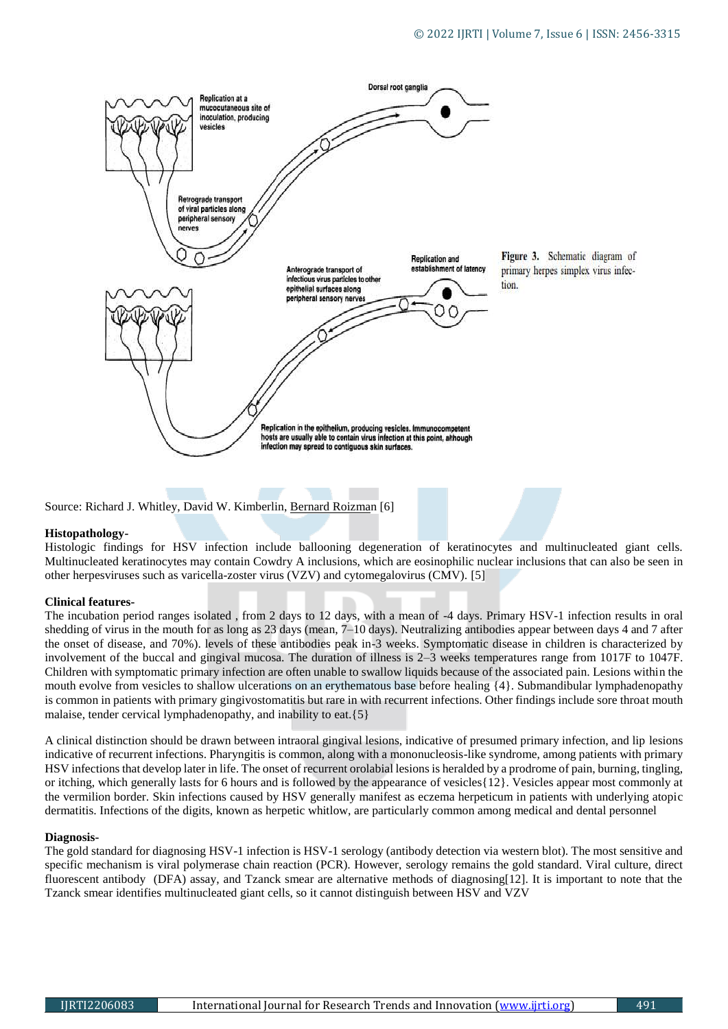Figure 3. Schematic diagram of primary herpes simplex virus infection.

Source: Richard J. Whitley, David W. Kimberlin, Bernard Roizman [6]

**Histopathology-**

Histologic findings for HSV infection include ballooning degeneration of keratinocytes and multinucleated giant cells. Multinucleated keratinocytes may contain Cowdry A inclusions, which are eosinophilic nuclear inclusions that can also be seen in other herpesviruses such as varicella-zoster virus (VZV) and cytomegalovirus (CMV). [5]

**Clinical features-**

The incubation period ranges isolated , from 2 days to 12 days, with a mean of -4 days. Primary HSV-1 infection results in oral shedding of virus in the mouth for as long as 23 days (mean, 7–10 days). Neutralizing antibodies appear between days 4 and 7 after the onset of disease, and 70%). levels of these antibodies peak in-3 weeks. Symptomatic disease in children is characterized by involvement of the buccal and gingival mucosa. The duration of illness is 2–3 weeks temperatures range from 1017F to 1047F. Children with symptomatic primary infection are often unable to swallow liquids because of the associated pain. Lesions within the mouth evolve from vesicles to shallow ulcerations on an erythematous base before healing {4}. Submandibular lymphadenopathy is common in patients with primary gingivostomatitis but rare in with recurrent infections. Other findings include sore throat mouth malaise, tender cervical lymphadenopathy, and inability to eat.{5}

A clinical distinction should be drawn between intraoral gingival lesions, indicative of presumed primary infection, and lip lesions indicative of recurrent infections. Pharyngitis is common, along with a mononucleosis-like syndrome, among patients with primary HSV infections that develop later in life. The onset of recurrent orolabial lesions is heralded by a prodrome of pain, burning, tingling, or itching, which generally lasts for 6 hours and is followed by the appearance of vesicles{12}. Vesicles appear most commonly at the vermilion border. Skin infections caused by HSV generally manifest as eczema herpeticum in patients with underlying atopic dermatitis. Infections of the digits, known as herpetic whitlow, are particularly common among medical and dental personnel

**Diagnosis-**

The gold standard for diagnosing HSV-1 infection is HSV-1 serology (antibody detection via western blot). The most sensitive and specific mechanism is viral polymerase chain reaction (PCR). However, serology remains the gold standard. Viral culture, direct fluorescent antibody (DFA) assay, and Tzanck smear are alternative methods of diagnosing[12]. It is important to note that the Tzanck smear identifies multinucleated giant cells, so it cannot distinguish between HSV and VZV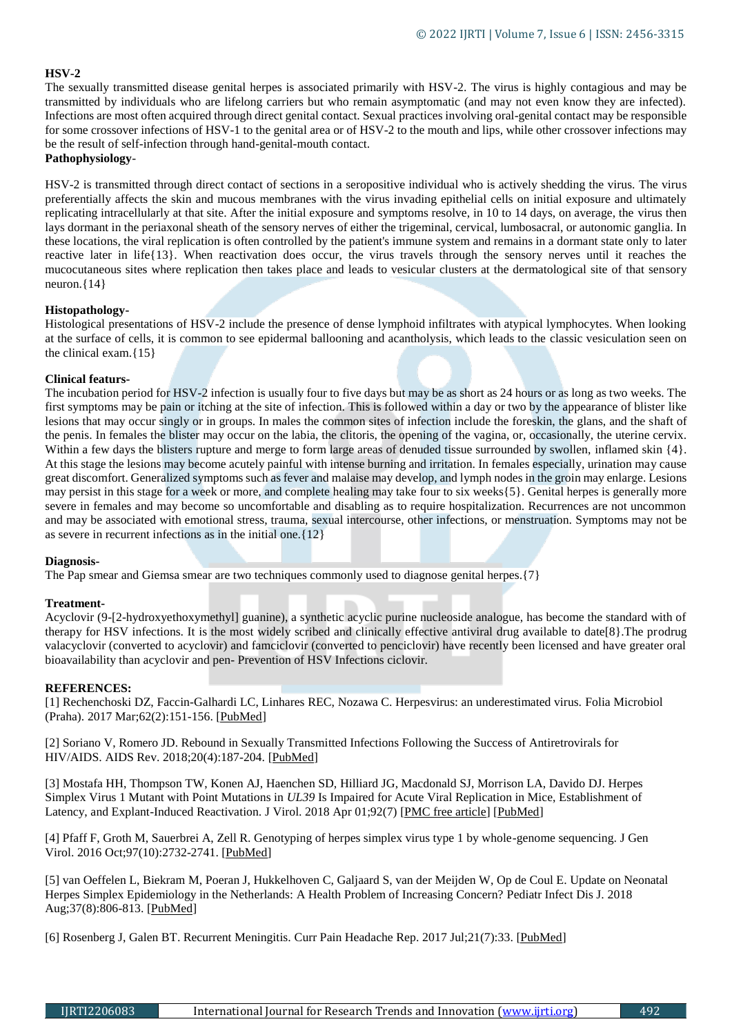**HSV-2**

The sexually transmitted disease genital herpes is associated primarily with HSV-2. The virus is highly contagious and may be transmitted by individuals who are lifelong carriers but who remain asymptomatic (and may not even know they are infected). Infections are most often acquired through direct genital contact. Sexual practices involving oral-genital contact may be responsible for some crossover infections of HSV-1 to the genital area or of HSV-2 to the mouth and lips, while other crossover infections may be the result of self-infection through hand-genital-mouth contact.

**Pathophysiology-**

HSV-2 is transmitted through direct contact of sections in a seropositive individual who is actively shedding the virus. The virus preferentially affects the skin and mucous membranes with the virus invading epithelial cells on initial exposure and ultimately replicating intracellularly at that site. After the initial exposure and symptoms resolve, in 10 to 14 days, on average, the virus then lays dormant in the periaxonal sheath of the sensory nerves of either the trigeminal, cervical, lumbosacral, or autonomic ganglia. In these locations, the viral replication is often controlled by the patient's immune system and remains in a dormant state only to later reactive later in life{13}. When reactivation does occur, the virus travels through the sensory nerves until it reaches the mucocutaneous sites where replication then takes place and leads to vesicular clusters at the dermatological site of that sensory neuron.{14}

**Histopathology-**

Histological presentations of HSV-2 include the presence of dense lymphoid infiltrates with atypical lymphocytes. When looking at the surface of cells, it is common to see epidermal ballooning and acantholysis, which leads to the classic vesiculation seen on the clinical exam.{15}

**Clinical featurs-**

The incubation period for HSV-2 infection is usually four to five days but may be as short as 24 hours or as long as two weeks. The first symptoms may be pain or itching at the site of infection. This is followed within a day or two by the appearance of blister like lesions that may occur singly or in groups. In males the common sites of infection include the foreskin, the glans, and the shaft of the penis. In females the blister may occur on the labia, the clitoris, the opening of the vagina, or, occasionally, the uterine cervix. Within a few days the blisters rupture and merge to form large areas of denuded tissue surrounded by swollen, inflamed skin {4}. At this stage the lesions may become acutely painful with intense burning and irritation. In females especially, urination may cause great discomfort. Generalized symptoms such as fever and malaise may develop, and lymph nodes in the groin may enlarge. Lesions may persist in this stage for a week or more, and complete healing may take four to six weeks{5}. Genital herpes is generally more severe in females and may become so uncomfortable and disabling as to require hospitalization. Recurrences are not uncommon and may be associated with emotional stress, trauma, sexual intercourse, other infections, or menstruation. Symptoms may not be as severe in recurrent infections as in the initial one.{12}

**Diagnosis-**

The Pap smear and Giemsa smear are two techniques commonly used to diagnose genital herpes.{7}

**Treatment-**

Acyclovir (9-[2-hydroxyethoxymethyl] guanine), a synthetic acyclic purine nucleoside analogue, has become the standard with of therapy for HSV infections. It is the most widely scribed and clinically effective antiviral drug available to date[8}.The prodrug valacyclovir (converted to acyclovir) and famciclovir (converted to penciclovir) have recently been licensed and have greater oral bioavailability than acyclovir and pen- Prevention of HSV Infections ciclovir.

**REFERENCES:**

[1] Rechenchoski DZ, Faccin-Galhardi LC, Linhares REC, Nozawa C. Herpesvirus: an underestimated virus. Folia Microbiol (Praha). 2017 Mar;62(2):151-156. [PubMed]

[2] Soriano V, Romero JD. Rebound in Sexually Transmitted Infections Following the Success of Antiretrovirals for HIV/AIDS. AIDS Rev. 2018;20(4):187-204. [PubMed]

[3] Mostafa HH, Thompson TW, Konen AJ, Haenchen SD, Hilliard JG, Macdonald SJ, Morrison LA, Davido DJ. Herpes Simplex Virus 1 Mutant with Point Mutations in *UL39* Is Impaired for Acute Viral Replication in Mice, Establishment of Latency, and Explant-Induced Reactivation. J Virol. 2018 Apr 01;92(7) [PMC free article] [PubMed]

[4] Pfaff F, Groth M, Sauerbrei A, Zell R. Genotyping of herpes simplex virus type 1 by whole-genome sequencing. J Gen Virol. 2016 Oct;97(10):2732-2741. [PubMed]

[5] van Oeffelen L, Biekram M, Poeran J, Hukkelhoven C, Galjaard S, van der Meijden W, Op de Coul E. Update on Neonatal Herpes Simplex Epidemiology in the Netherlands: A Health Problem of Increasing Concern? Pediatr Infect Dis J. 2018 Aug;37(8):806-813. [PubMed]

[6] Rosenberg J, Galen BT. Recurrent Meningitis. Curr Pain Headache Rep. 2017 Jul;21(7):33. [PubMed]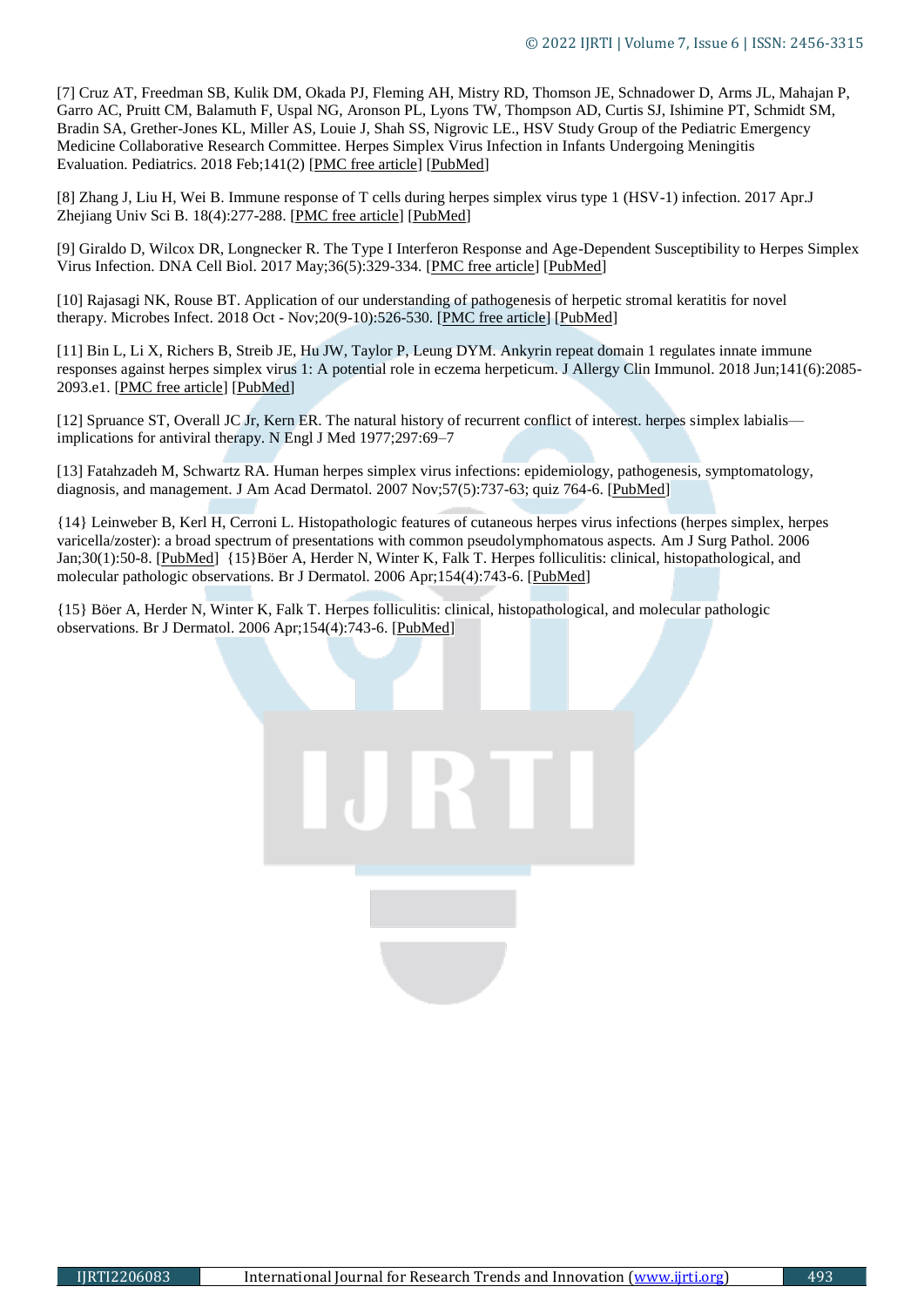[7] Cruz AT, Freedman SB, Kulik DM, Okada PJ, Fleming AH, Mistry RD, Thomson JE, Schnadower D, Arms JL, Mahajan P, Garro AC, Pruitt CM, Balamuth F, Uspal NG, Aronson PL, Lyons TW, Thompson AD, Curtis SJ, Ishimine PT, Schmidt SM, Bradin SA, Grether-Jones KL, Miller AS, Louie J, Shah SS, Nigrovic LE., HSV Study Group of the Pediatric Emergency Medicine Collaborative Research Committee. Herpes Simplex Virus Infection in Infants Undergoing Meningitis Evaluation. Pediatrics. 2018 Feb;141(2) [PMC free article] [PubMed]

[8] Zhang J, Liu H, Wei B. Immune response of T cells during herpes simplex virus type 1 (HSV-1) infection. 2017 Apr.J Zhejiang Univ Sci B. 18(4):277-288. [PMC free article] [PubMed]

[9] Giraldo D, Wilcox DR, Longnecker R. The Type I Interferon Response and Age-Dependent Susceptibility to Herpes Simplex Virus Infection. DNA Cell Biol. 2017 May;36(5):329-334. [PMC free article] [PubMed]

[10] Rajasagi NK, Rouse BT. Application of our understanding of pathogenesis of herpetic stromal keratitis for novel therapy. Microbes Infect. 2018 Oct - Nov;20(9-10):526-530. [PMC free article] [PubMed]

[11] Bin L, Li X, Richers B, Streib JE, Hu JW, Taylor P, Leung DYM. Ankyrin repeat domain 1 regulates innate immune responses against herpes simplex virus 1: A potential role in eczema herpeticum. J Allergy Clin Immunol. 2018 Jun;141(6):2085-2093.e1. [PMC free article] [PubMed]

[12] Spruance ST, Overall JC Jr, Kern ER. The natural history of recurrent conflict of interest. herpes simplex labialis—implications for antiviral therapy. N Engl J Med 1977;297:69–7

[13] Fatahzadeh M, Schwartz RA. Human herpes simplex virus infections: epidemiology, pathogenesis, symptomatology, diagnosis, and management. J Am Acad Dermatol. 2007 Nov;57(5):737-63; quiz 764-6. [PubMed]

{14} Leinweber B, Kerl H, Cerroni L. Histopathologic features of cutaneous herpes virus infections (herpes simplex, herpes varicella/zoster): a broad spectrum of presentations with common pseudolymphomatous aspects. Am J Surg Pathol. 2006 Jan;30(1):50-8. [PubMed] {15}Böer A, Herder N, Winter K, Falk T. Herpes folliculitis: clinical, histopathological, and molecular pathologic observations. Br J Dermatol. 2006 Apr;154(4):743-6. [PubMed]

{15} Böer A, Herder N, Winter K, Falk T. Herpes folliculitis: clinical, histopathological, and molecular pathologic observations. Br J Dermatol. 2006 Apr;154(4):743-6. [PubMed]